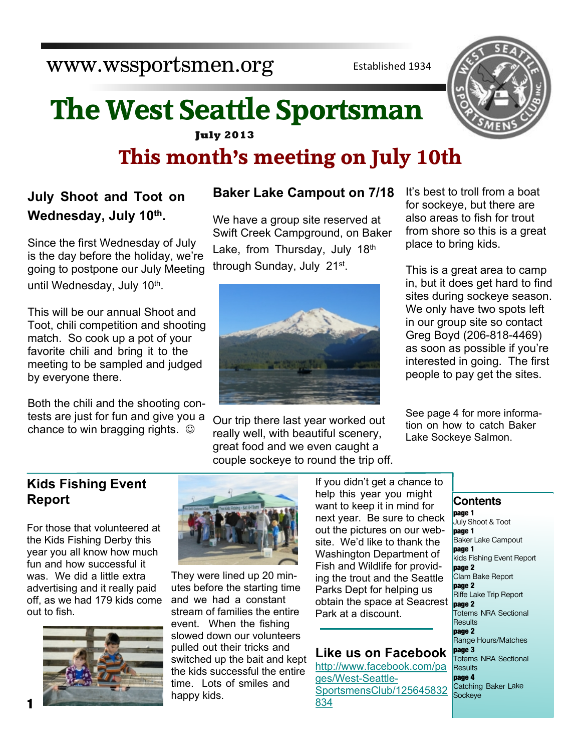www.wssportsmen.org

Established 1934

# The West Seattle Sportsman

**July 2013**

## This month's meeting on July 10th

### July Shoot and Toot on Wednesday, July 10th.

Since the first Wednesday of July is the day before the holiday, we're going to postpone our July Meeting until Wednesday, July 10th.

This will be our annual Shoot and Toot, chili competition and shooting match. So cook up a pot of your favorite chili and bring it to the meeting to be sampled and judged by everyone there.

Both the chili and the shooting contests are just for fun and give you a chance to win bragging rights. ☺

### Baker Lake Campout on 7/18

We have a group site reserved at Swift Creek Campground, on Baker Lake, from Thursday, July 18th through Sunday, July 21st.

Our trip there last year worked out really well, with beautiful scenery, great food and we even caught a couple sockeye to round the trip off.

It's best to troll from a boat for sockeye, but there are also areas to fish for trout from shore so this is a great place to bring kids.

This is a great area to camp in, but it does get hard to find sites during sockeye season. We only have two spots left in our group site so contact Greg Boyd (206-818-4469) as soon as possible if you're interested in going. The first people to pay get the sites.

See page 4 for more information on how to catch Baker Lake Sockeye Salmon.

### Kids Fishing Event Report

For those that volunteered at the Kids Fishing Derby this year you all know how much fun and how successful it was. We did a little extra advertising and it really paid off, as we had 179 kids come out to fish.

They were lined up 20 minutes before the starting time and we had a constant stream of families the entire event. When the fishing slowed down our volunteers pulled out their tricks and switched up the bait and kept the kids successful the entire time. Lots of smiles and happy kids.

If you didn't get a chance to help this year you might want to keep it in mind for next year. Be sure to check out the pictures on our website. We'd like to thank the Washington Department of Fish and Wildlife for providing the trout and the Seattle Parks Dept for helping us obtain the space at Seacrest Park at a discount.

### Like us on Facebook

http://www.facebook.com/pages/West-Seattle-SportsmensClub/125645832834

### Contents

**page 1**
July Shoot & Toot
**page 1**
Baker Lake Campout
**page 1**
kids Fishing Event Report
**page 2**
Clam Bake Report
**page 2**
Riffe Lake Trip Report
**page 2**
Totems NRA Sectional Results
**page 2**
Range Hours/Matches
**page 3**
Totems NRA Sectional Results
**page 4**
Catching Baker Lake Sockeye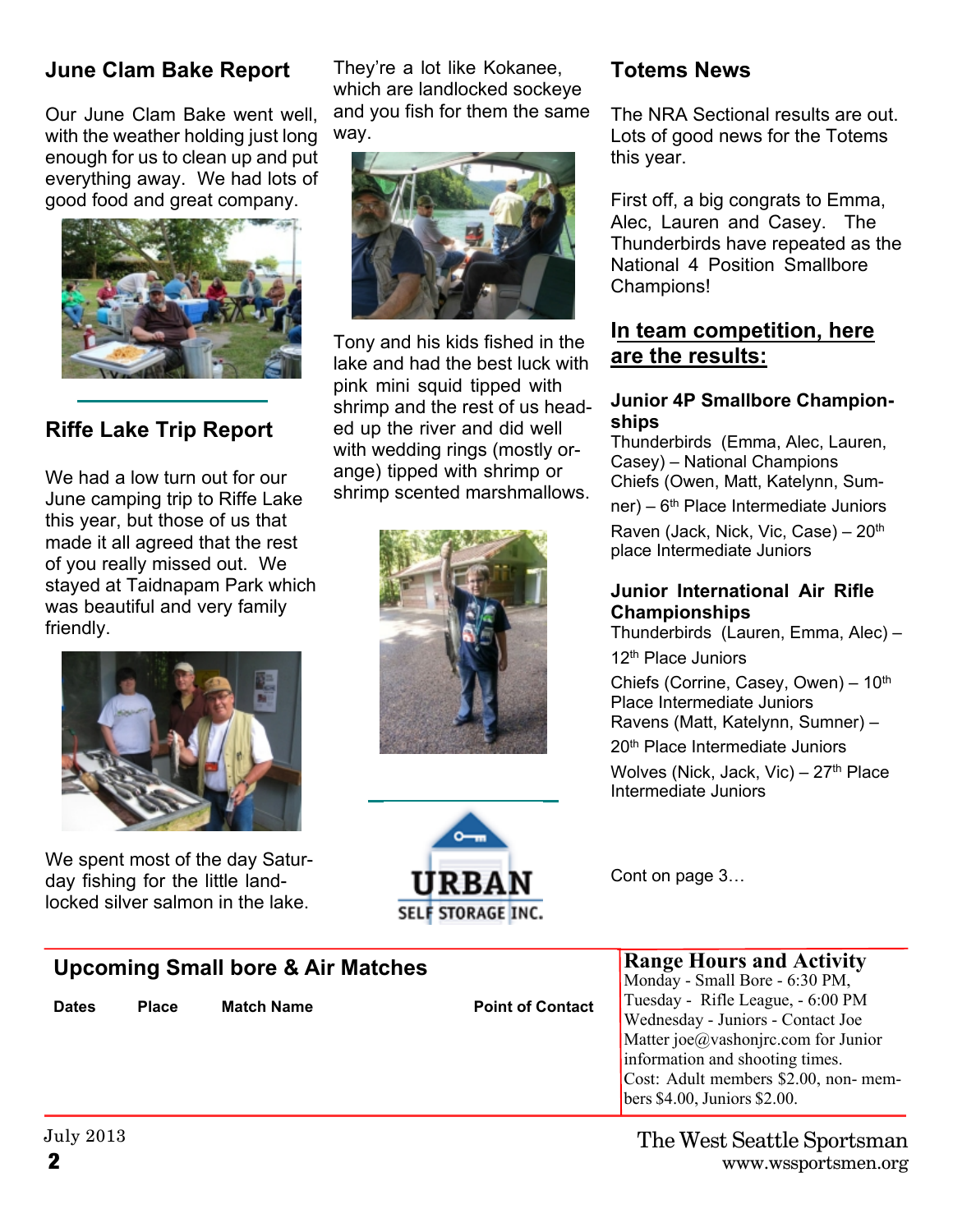## June Clam Bake Report

Our June Clam Bake went well, with the weather holding just long enough for us to clean up and put everything away. We had lots of good food and great company.

## Riffe Lake Trip Report

We had a low turn out for our June camping trip to Riffe Lake this year, but those of us that made it all agreed that the rest of you really missed out. We stayed at Taidnapam Park which was beautiful and very family friendly.

We spent most of the day Saturday fishing for the little landlocked silver salmon in the lake. They're a lot like Kokanee, which are landlocked sockeye and you fish for them the same way.

Tony and his kids fished in the lake and had the best luck with pink mini squid tipped with shrimp and the rest of us headed up the river and did well with wedding rings (mostly orange) tipped with shrimp or shrimp scented marshmallows.

URBAN SELF STORAGE INC.

## Totems News

The NRA Sectional results are out. Lots of good news for the Totems this year.

First off, a big congrats to Emma, Alec, Lauren and Casey. The Thunderbirds have repeated as the National 4 Position Smallbore Champions!

### In team competition, here are the results:

**Junior 4P Smallbore Championships**

Thunderbirds (Emma, Alec, Lauren, Casey) – National Champions
Chiefs (Owen, Matt, Katelynn, Sumner) – 6th Place Intermediate Juniors
Raven (Jack, Nick, Vic, Case) – 20th place Intermediate Juniors

**Junior International Air Rifle Championships**

Thunderbirds (Lauren, Emma, Alec) – 12th Place Juniors
Chiefs (Corrine, Casey, Owen) – 10th Place Intermediate Juniors
Ravens (Matt, Katelynn, Sumner) – 20th Place Intermediate Juniors
Wolves (Nick, Jack, Vic) – 27th Place Intermediate Juniors

Cont on page 3…

## Upcoming Small bore & Air Matches

| Dates | Place | Match Name | Point of Contact |
|---|---|---|---|

## Range Hours and Activity

Monday - Small Bore - 6:30 PM,
Tuesday - Rifle League, - 6:00 PM
Wednesday - Juniors - Contact Joe Matter joe@vashonjrc.com for Junior information and shooting times.
Cost: Adult members $2.00, non- members $4.00, Juniors $2.00.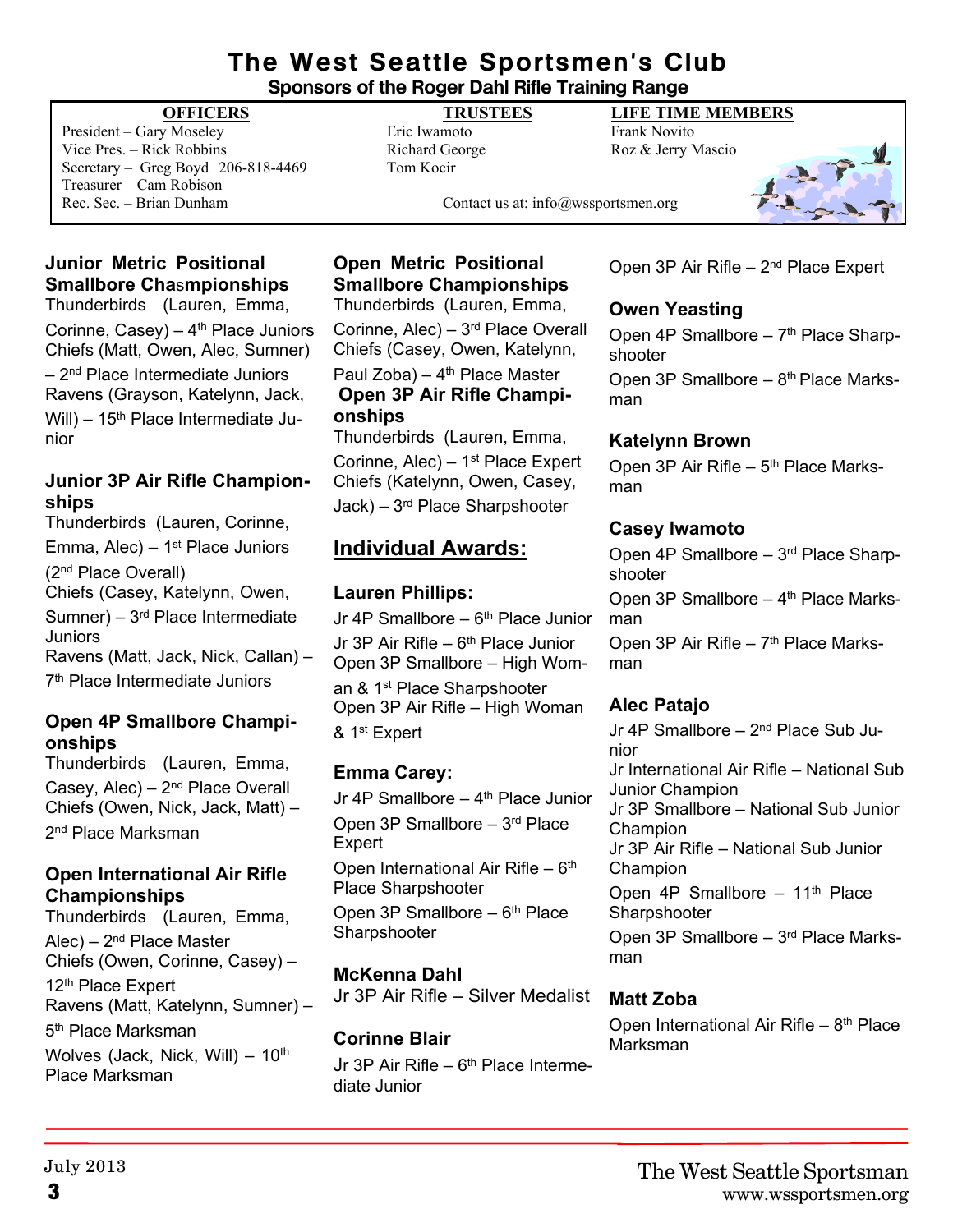# The West Seattle Sportsmen's Club

**Sponsors of the Roger Dahl Rifle Training Range**

| OFFICERS | TRUSTEES | LIFE TIME MEMBERS |
|---|---|---|
| President – Gary Moseley | Eric Iwamoto | Frank Novito |
| Vice Pres. – Rick Robbins | Richard George | Roz & Jerry Mascio |
| Secretary – Greg Boyd 206-818-4469 | Tom Kocir | |
| Treasurer – Cam Robison | | |
| Rec. Sec. – Brian Dunham | Contact us at: info@wssportsmen.org | |

### Junior Metric Positional Smallbore Chasmpionships

Thunderbirds (Lauren, Emma, Corinne, Casey) – 4th Place Juniors
Chiefs (Matt, Owen, Alec, Sumner) – 2nd Place Intermediate Juniors
Ravens (Grayson, Katelynn, Jack, Will) – 15th Place Intermediate Junior

### Junior 3P Air Rifle Championships

Thunderbirds (Lauren, Corinne, Emma, Alec) – 1st Place Juniors (2nd Place Overall)
Chiefs (Casey, Katelynn, Owen, Sumner) – 3rd Place Intermediate Juniors
Ravens (Matt, Jack, Nick, Callan) – 7th Place Intermediate Juniors

### Open 4P Smallbore Championships

Thunderbirds (Lauren, Emma, Casey, Alec) – 2nd Place Overall
Chiefs (Owen, Nick, Jack, Matt) – 2nd Place Marksman

### Open International Air Rifle Championships

Thunderbirds (Lauren, Emma, Alec) – 2nd Place Master
Chiefs (Owen, Corinne, Casey) – 12th Place Expert
Ravens (Matt, Katelynn, Sumner) – 5th Place Marksman
Wolves (Jack, Nick, Will) – 10th Place Marksman

### Open Metric Positional Smallbore Championships

Thunderbirds (Lauren, Emma, Corinne, Alec) – 3rd Place Overall
Chiefs (Casey, Owen, Katelynn, Paul Zoba) – 4th Place Master

### Open 3P Air Rifle Championships

Thunderbirds (Lauren, Emma, Corinne, Alec) – 1st Place Expert
Chiefs (Katelynn, Owen, Casey, Jack) – 3rd Place Sharpshooter

## Individual Awards:

### Lauren Phillips:

Jr 4P Smallbore – 6th Place Junior
Jr 3P Air Rifle – 6th Place Junior
Open 3P Smallbore – High Woman & 1st Place Sharpshooter
Open 3P Air Rifle – High Woman & 1st Expert

### Emma Carey:

Jr 4P Smallbore – 4th Place Junior
Open 3P Smallbore – 3rd Place Expert
Open International Air Rifle – 6th Place Sharpshooter
Open 3P Smallbore – 6th Place Sharpshooter

### McKenna Dahl

Jr 3P Air Rifle – Silver Medalist

### Corinne Blair

Jr 3P Air Rifle – 6th Place Intermediate Junior
Open 3P Air Rifle – 2nd Place Expert

### Owen Yeasting

Open 4P Smallbore – 7th Place Sharpshooter
Open 3P Smallbore – 8th Place Marksman

### Katelynn Brown

Open 3P Air Rifle – 5th Place Marksman

### Casey Iwamoto

Open 4P Smallbore – 3rd Place Sharpshooter
Open 3P Smallbore – 4th Place Marksman
Open 3P Air Rifle – 7th Place Marksman

### Alec Patajo

Jr 4P Smallbore – 2nd Place Sub Junior
Jr International Air Rifle – National Sub Junior Champion
Jr 3P Smallbore – National Sub Junior Champion
Jr 3P Air Rifle – National Sub Junior Champion
Open 4P Smallbore – 11th Place Sharpshooter
Open 3P Smallbore – 3rd Place Marksman

### Matt Zoba

Open International Air Rifle – 8th Place Marksman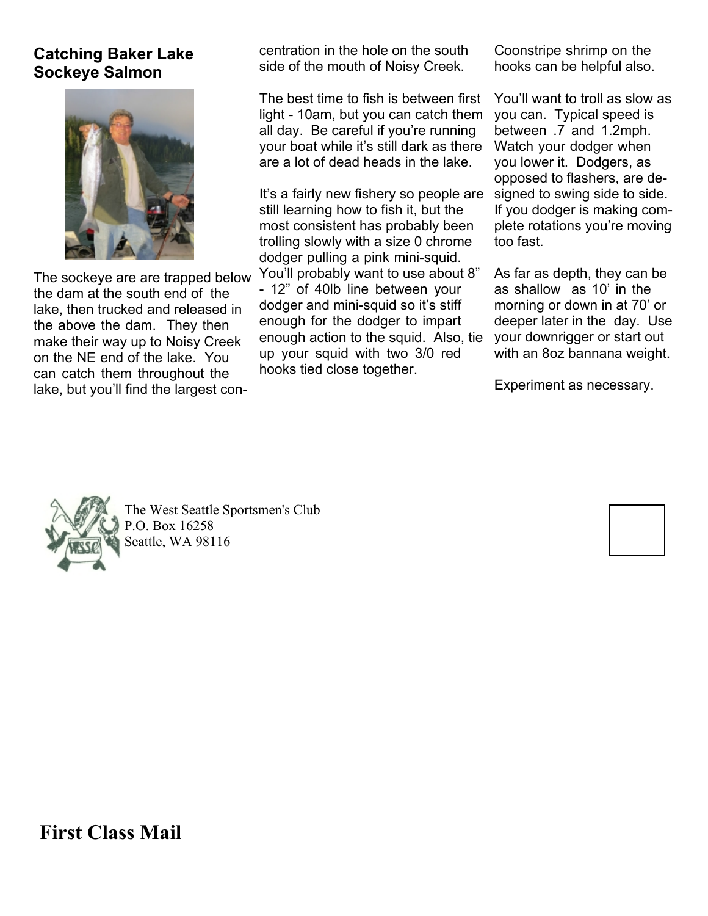## Catching Baker Lake Sockeye Salmon

The sockeye are are trapped below the dam at the south end of the lake, then trucked and released in the above the dam. They then make their way up to Noisy Creek on the NE end of the lake. You can catch them throughout the lake, but you'll find the largest concentration in the hole on the south side of the mouth of Noisy Creek.

The best time to fish is between first light - 10am, but you can catch them all day. Be careful if you're running your boat while it's still dark as there are a lot of dead heads in the lake.

It's a fairly new fishery so people are still learning how to fish it, but the most consistent has probably been trolling slowly with a size 0 chrome dodger pulling a pink mini-squid. You'll probably want to use about 8" - 12" of 40lb line between your dodger and mini-squid so it's stiff enough for the dodger to impart enough action to the squid. Also, tie up your squid with two 3/0 red hooks tied close together. Coonstripe shrimp on the hooks can be helpful also.

You'll want to troll as slow as you can. Typical speed is between .7 and 1.2mph. Watch your dodger when you lower it. Dodgers, as opposed to flashers, are designed to swing side to side. If you dodger is making complete rotations you're moving too fast.

As far as depth, they can be as shallow as 10' in the morning or down in at 70' or deeper later in the day. Use your downrigger or start out with an 8oz bannana weight.

Experiment as necessary.

The West Seattle Sportsmen's Club
P.O. Box 16258
Seattle, WA 98116

**First Class Mail**